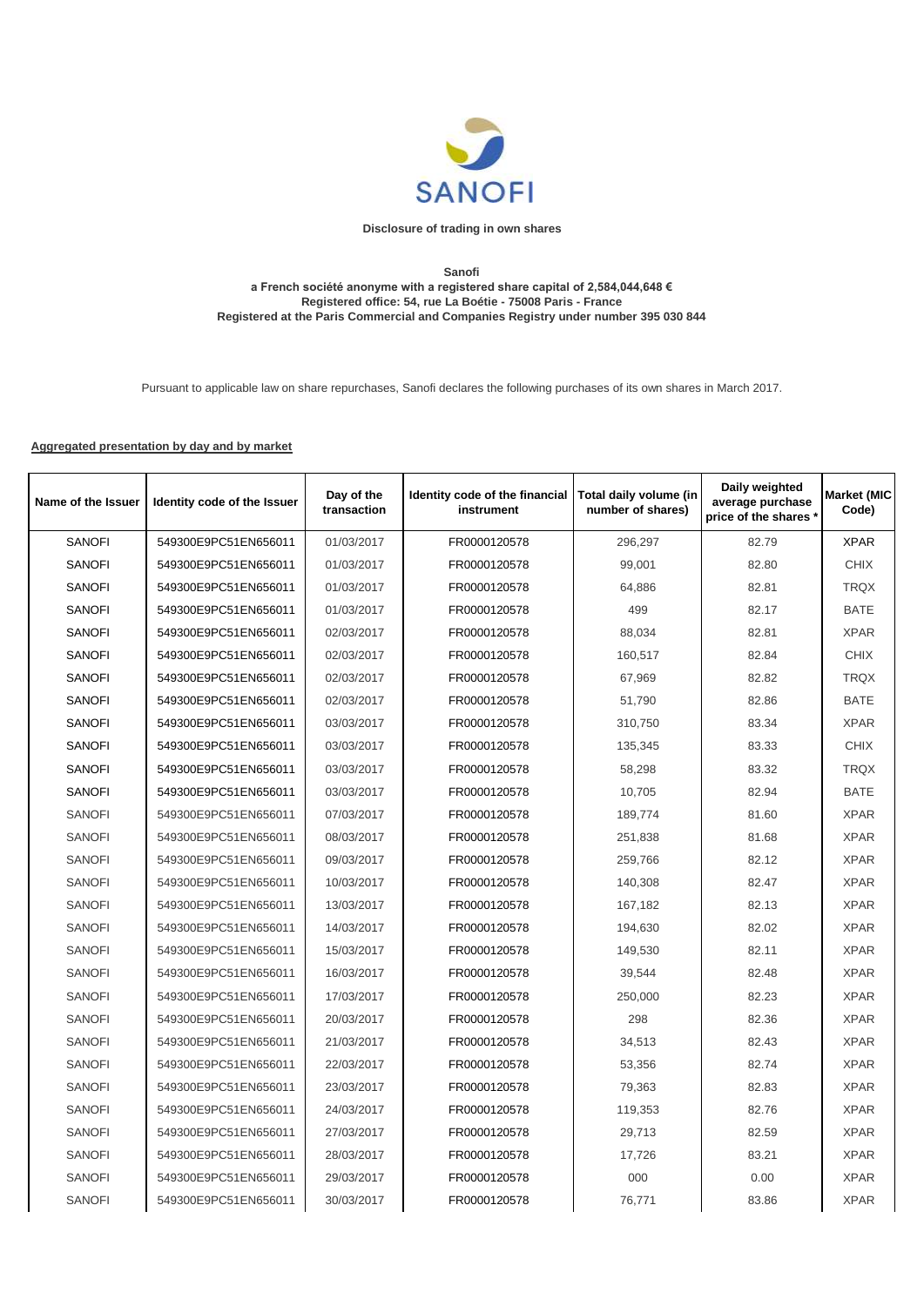SANOFI

**Disclosure of trading in own shares**

**Sanofi**
**a French société anonyme with a registered share capital of 2,584,044,648 €**
**Registered office: 54, rue La Boétie - 75008 Paris - France**
**Registered at the Paris Commercial and Companies Registry under number 395 030 844**

Pursuant to applicable law on share repurchases, Sanofi declares the following purchases of its own shares in March 2017.

**Aggregated presentation by day and by market**

| Name of the Issuer | Identity code of the Issuer | Day of the transaction | Identity code of the financial instrument | Total daily volume (in number of shares) | Daily weighted average purchase price of the shares * | Market (MIC Code) |
|---|---|---|---|---|---|---|
| SANOFI | 549300E9PC51EN656011 | 01/03/2017 | FR0000120578 | 296,297 | 82.79 | XPAR |
| SANOFI | 549300E9PC51EN656011 | 01/03/2017 | FR0000120578 | 99,001 | 82.80 | CHIX |
| SANOFI | 549300E9PC51EN656011 | 01/03/2017 | FR0000120578 | 64,886 | 82.81 | TRQX |
| SANOFI | 549300E9PC51EN656011 | 01/03/2017 | FR0000120578 | 499 | 82.17 | BATE |
| SANOFI | 549300E9PC51EN656011 | 02/03/2017 | FR0000120578 | 88,034 | 82.81 | XPAR |
| SANOFI | 549300E9PC51EN656011 | 02/03/2017 | FR0000120578 | 160,517 | 82.84 | CHIX |
| SANOFI | 549300E9PC51EN656011 | 02/03/2017 | FR0000120578 | 67,969 | 82.82 | TRQX |
| SANOFI | 549300E9PC51EN656011 | 02/03/2017 | FR0000120578 | 51,790 | 82.86 | BATE |
| SANOFI | 549300E9PC51EN656011 | 03/03/2017 | FR0000120578 | 310,750 | 83.34 | XPAR |
| SANOFI | 549300E9PC51EN656011 | 03/03/2017 | FR0000120578 | 135,345 | 83.33 | CHIX |
| SANOFI | 549300E9PC51EN656011 | 03/03/2017 | FR0000120578 | 58,298 | 83.32 | TRQX |
| SANOFI | 549300E9PC51EN656011 | 03/03/2017 | FR0000120578 | 10,705 | 82.94 | BATE |
| SANOFI | 549300E9PC51EN656011 | 07/03/2017 | FR0000120578 | 189,774 | 81.60 | XPAR |
| SANOFI | 549300E9PC51EN656011 | 08/03/2017 | FR0000120578 | 251,838 | 81.68 | XPAR |
| SANOFI | 549300E9PC51EN656011 | 09/03/2017 | FR0000120578 | 259,766 | 82.12 | XPAR |
| SANOFI | 549300E9PC51EN656011 | 10/03/2017 | FR0000120578 | 140,308 | 82.47 | XPAR |
| SANOFI | 549300E9PC51EN656011 | 13/03/2017 | FR0000120578 | 167,182 | 82.13 | XPAR |
| SANOFI | 549300E9PC51EN656011 | 14/03/2017 | FR0000120578 | 194,630 | 82.02 | XPAR |
| SANOFI | 549300E9PC51EN656011 | 15/03/2017 | FR0000120578 | 149,530 | 82.11 | XPAR |
| SANOFI | 549300E9PC51EN656011 | 16/03/2017 | FR0000120578 | 39,544 | 82.48 | XPAR |
| SANOFI | 549300E9PC51EN656011 | 17/03/2017 | FR0000120578 | 250,000 | 82.23 | XPAR |
| SANOFI | 549300E9PC51EN656011 | 20/03/2017 | FR0000120578 | 298 | 82.36 | XPAR |
| SANOFI | 549300E9PC51EN656011 | 21/03/2017 | FR0000120578 | 34,513 | 82.43 | XPAR |
| SANOFI | 549300E9PC51EN656011 | 22/03/2017 | FR0000120578 | 53,356 | 82.74 | XPAR |
| SANOFI | 549300E9PC51EN656011 | 23/03/2017 | FR0000120578 | 79,363 | 82.83 | XPAR |
| SANOFI | 549300E9PC51EN656011 | 24/03/2017 | FR0000120578 | 119,353 | 82.76 | XPAR |
| SANOFI | 549300E9PC51EN656011 | 27/03/2017 | FR0000120578 | 29,713 | 82.59 | XPAR |
| SANOFI | 549300E9PC51EN656011 | 28/03/2017 | FR0000120578 | 17,726 | 83.21 | XPAR |
| SANOFI | 549300E9PC51EN656011 | 29/03/2017 | FR0000120578 | 000 | 0.00 | XPAR |
| SANOFI | 549300E9PC51EN656011 | 30/03/2017 | FR0000120578 | 76,771 | 83.86 | XPAR |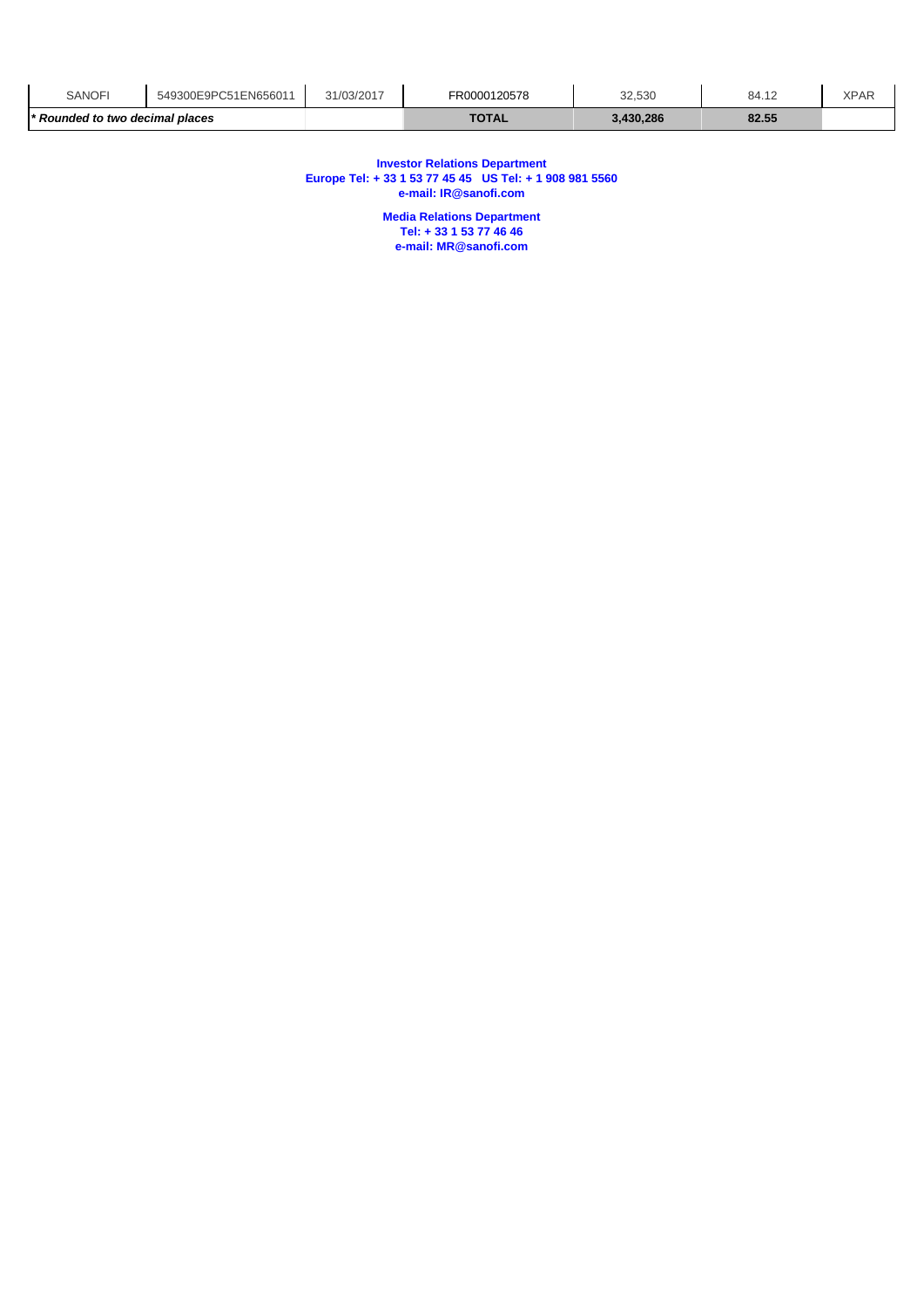| | | | | | | |
|---|---|---|---|---|---|---|
| SANOFI | 549300E9PC51EN656011 | 31/03/2017 | FR0000120578 | 32,530 | 84.12 | XPAR |
| *\* Rounded to two decimal places* | | | **TOTAL** | **3,430,286** | **82.55** | |

**Investor Relations Department**
**Europe Tel: + 33 1 53 77 45 45   US Tel: + 1 908 981 5560**
**e-mail: IR@sanofi.com**

**Media Relations Department**
**Tel: + 33 1 53 77 46 46**
**e-mail: MR@sanofi.com**